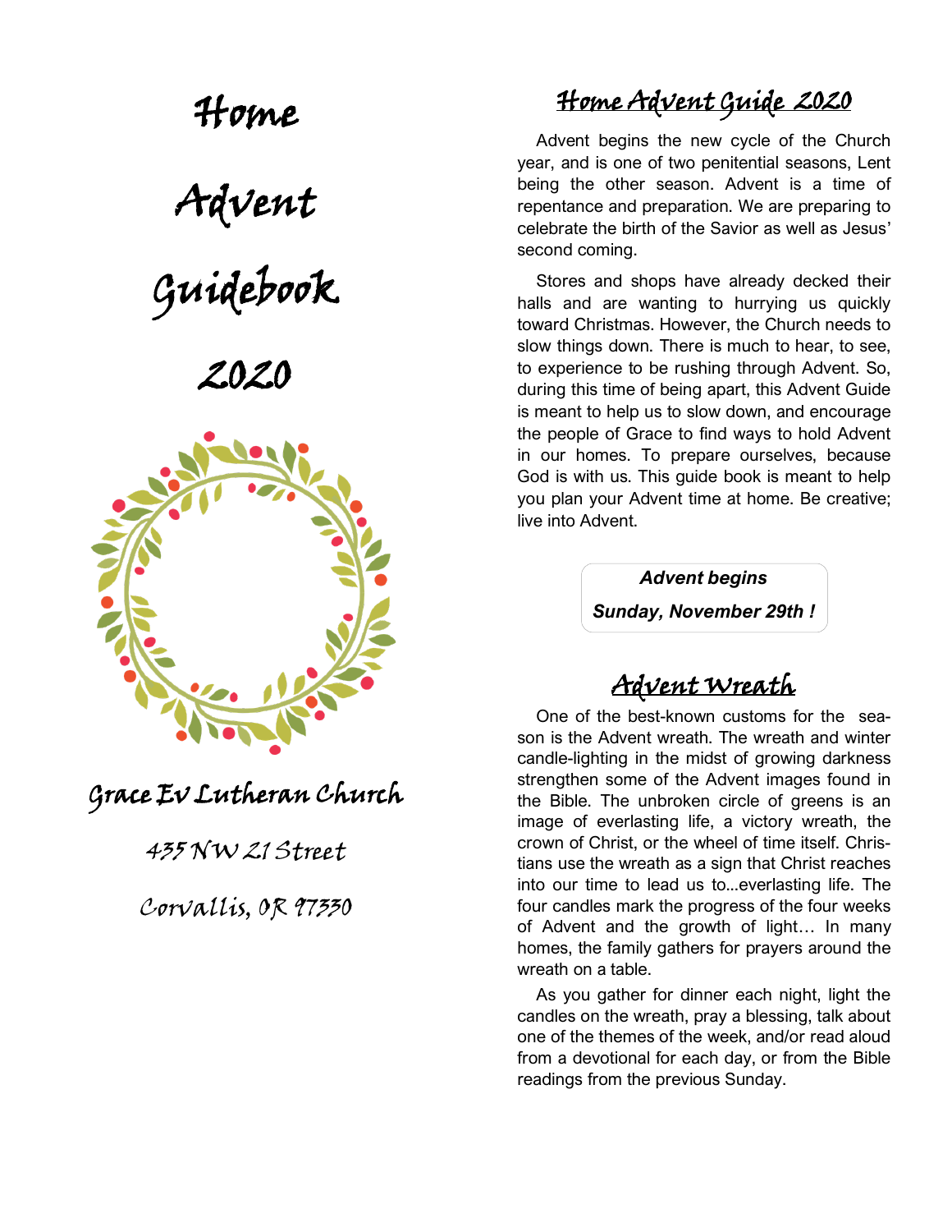# Home Advent Guidebook 2020

Grace Ev Lutheran Church

435 NW 21 Street

Corvallis, OR 97330

## Home Advent Guide 2020

Advent begins the new cycle of the Church year, and is one of two penitential seasons, Lent being the other season. Advent is a time of repentance and preparation. We are preparing to celebrate the birth of the Savior as well as Jesus' second coming.

Stores and shops have already decked their halls and are wanting to hurrying us quickly toward Christmas. However, the Church needs to slow things down. There is much to hear, to see, to experience to be rushing through Advent. So, during this time of being apart, this Advent Guide is meant to help us to slow down, and encourage the people of Grace to find ways to hold Advent in our homes. To prepare ourselves, because God is with us. This guide book is meant to help you plan your Advent time at home. Be creative; live into Advent.

***Advent begins***

***Sunday, November 29th !***

## Advent Wreath

One of the best-known customs for the season is the Advent wreath. The wreath and winter candle-lighting in the midst of growing darkness strengthen some of the Advent images found in the Bible. The unbroken circle of greens is an image of everlasting life, a victory wreath, the crown of Christ, or the wheel of time itself. Christians use the wreath as a sign that Christ reaches into our time to lead us to...everlasting life. The four candles mark the progress of the four weeks of Advent and the growth of light… In many homes, the family gathers for prayers around the wreath on a table.

As you gather for dinner each night, light the candles on the wreath, pray a blessing, talk about one of the themes of the week, and/or read aloud from a devotional for each day, or from the Bible readings from the previous Sunday.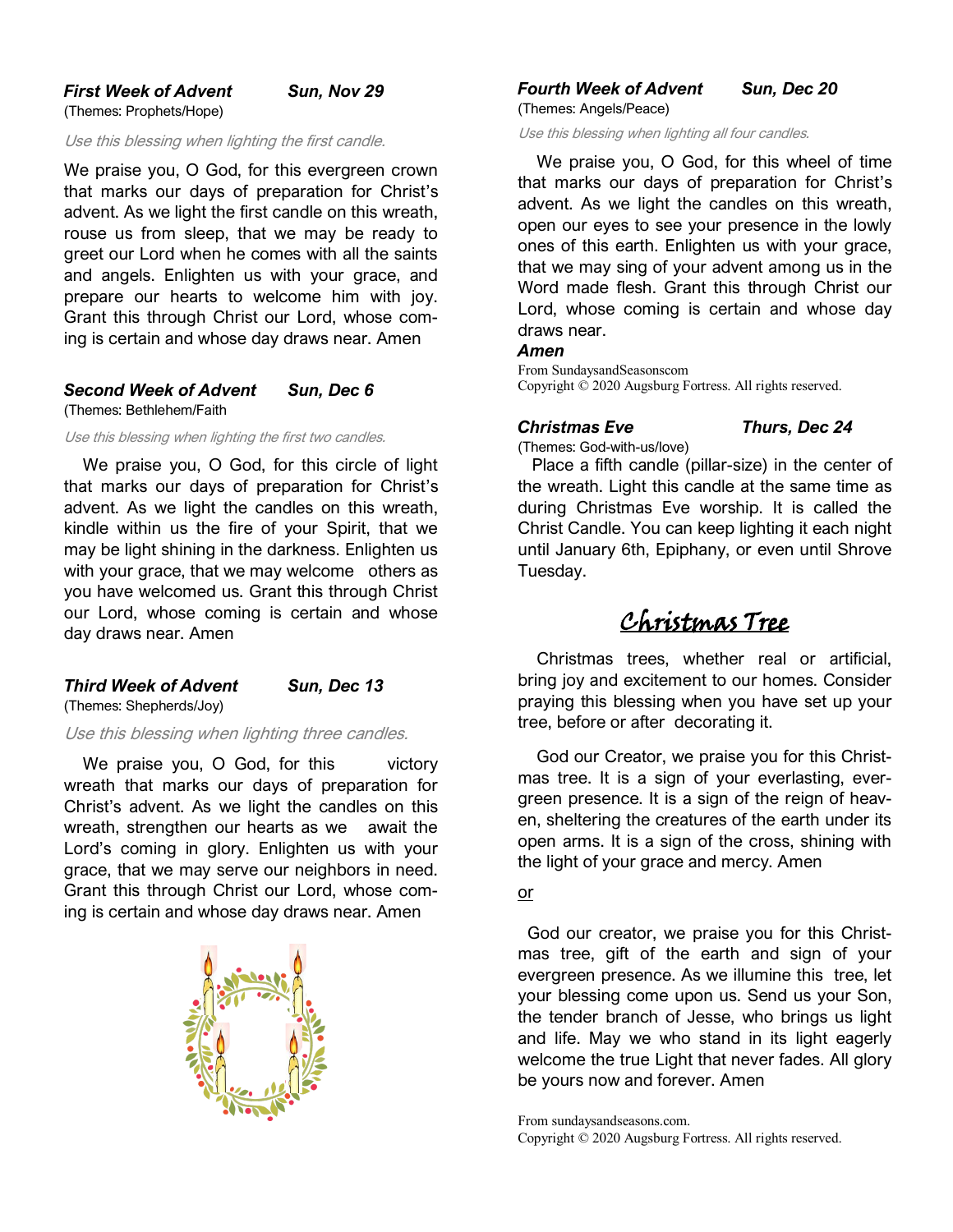### *First Week of Advent* — *Sun, Nov 29*

(Themes: Prophets/Hope)

*Use this blessing when lighting the first candle.*

We praise you, O God, for this evergreen crown that marks our days of preparation for Christ's advent. As we light the first candle on this wreath, rouse us from sleep, that we may be ready to greet our Lord when he comes with all the saints and angels. Enlighten us with your grace, and prepare our hearts to welcome him with joy. Grant this through Christ our Lord, whose coming is certain and whose day draws near. Amen

### *Second Week of Advent* — *Sun, Dec 6*

(Themes: Bethlehem/Faith

*Use this blessing when lighting the first two candles.*

We praise you, O God, for this circle of light that marks our days of preparation for Christ's advent. As we light the candles on this wreath, kindle within us the fire of your Spirit, that we may be light shining in the darkness. Enlighten us with your grace, that we may welcome others as you have welcomed us. Grant this through Christ our Lord, whose coming is certain and whose day draws near. Amen

### *Third Week of Advent* — *Sun, Dec 13*

(Themes: Shepherds/Joy)

*Use this blessing when lighting three candles.*

We praise you, O God, for this victory wreath that marks our days of preparation for Christ's advent. As we light the candles on this wreath, strengthen our hearts as we await the Lord's coming in glory. Enlighten us with your grace, that we may serve our neighbors in need. Grant this through Christ our Lord, whose coming is certain and whose day draws near. Amen

### *Fourth Week of Advent* — *Sun, Dec 20*

(Themes: Angels/Peace)

*Use this blessing when lighting all four candles.*

We praise you, O God, for this wheel of time that marks our days of preparation for Christ's advent. As we light the candles on this wreath, open our eyes to see your presence in the lowly ones of this earth. Enlighten us with your grace, that we may sing of your advent among us in the Word made flesh. Grant this through Christ our Lord, whose coming is certain and whose day draws near.

***Amen***

From SundaysandSeasonscom
Copyright © 2020 Augsburg Fortress. All rights reserved.

### *Christmas Eve* — *Thurs, Dec 24*

(Themes: God-with-us/love)

Place a fifth candle (pillar-size) in the center of the wreath. Light this candle at the same time as during Christmas Eve worship. It is called the Christ Candle. You can keep lighting it each night until January 6th, Epiphany, or even until Shrove Tuesday.

## Christmas Tree

Christmas trees, whether real or artificial, bring joy and excitement to our homes. Consider praying this blessing when you have set up your tree, before or after decorating it.

God our Creator, we praise you for this Christmas tree. It is a sign of your everlasting, evergreen presence. It is a sign of the reign of heaven, sheltering the creatures of the earth under its open arms. It is a sign of the cross, shining with the light of your grace and mercy. Amen

or

God our creator, we praise you for this Christmas tree, gift of the earth and sign of your evergreen presence. As we illumine this tree, let your blessing come upon us. Send us your Son, the tender branch of Jesse, who brings us light and life. May we who stand in its light eagerly welcome the true Light that never fades. All glory be yours now and forever. Amen

From sundaysandseasons.com.
Copyright © 2020 Augsburg Fortress. All rights reserved.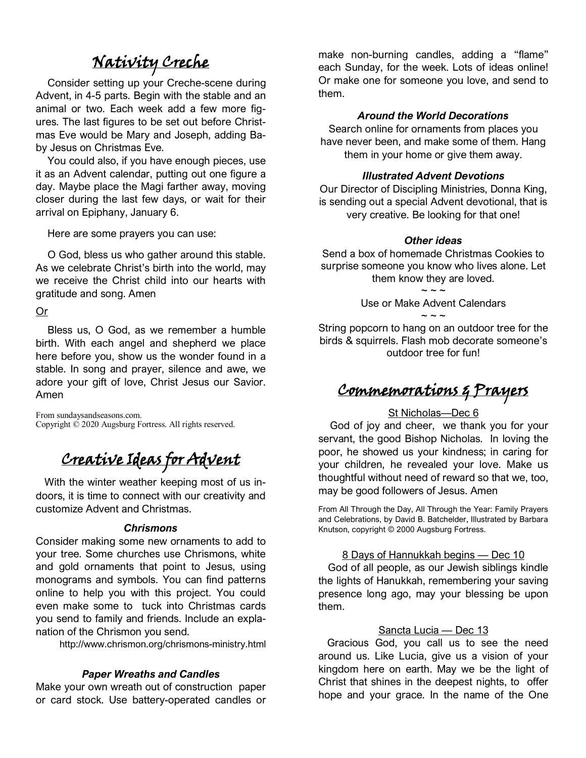# Nativity Creche

Consider setting up your Creche-scene during Advent, in 4-5 parts. Begin with the stable and an animal or two. Each week add a few more figures. The last figures to be set out before Christmas Eve would be Mary and Joseph, adding Baby Jesus on Christmas Eve.

You could also, if you have enough pieces, use it as an Advent calendar, putting out one figure a day. Maybe place the Magi farther away, moving closer during the last few days, or wait for their arrival on Epiphany, January 6.

Here are some prayers you can use:

O God, bless us who gather around this stable. As we celebrate Christ's birth into the world, may we receive the Christ child into our hearts with gratitude and song. Amen

Or

Bless us, O God, as we remember a humble birth. With each angel and shepherd we place here before you, show us the wonder found in a stable. In song and prayer, silence and awe, we adore your gift of love, Christ Jesus our Savior. Amen

From sundaysandseasons.com.
Copyright © 2020 Augsburg Fortress. All rights reserved.

# Creative Ideas for Advent

With the winter weather keeping most of us indoors, it is time to connect with our creativity and customize Advent and Christmas.

### *Chrismons*

Consider making some new ornaments to add to your tree. Some churches use Chrismons, white and gold ornaments that point to Jesus, using monograms and symbols. You can find patterns online to help you with this project. You could even make some to tuck into Christmas cards you send to family and friends. Include an explanation of the Chrismon you send.

http://www.chrismon.org/chrismons-ministry.html

### *Paper Wreaths and Candles*

Make your own wreath out of construction paper or card stock. Use battery-operated candles or make non-burning candles, adding a "flame" each Sunday, for the week. Lots of ideas online! Or make one for someone you love, and send to them.

### *Around the World Decorations*

Search online for ornaments from places you have never been, and make some of them. Hang them in your home or give them away.

### *Illustrated Advent Devotions*

Our Director of Discipling Ministries, Donna King, is sending out a special Advent devotional, that is very creative. Be looking for that one!

### *Other ideas*

Send a box of homemade Christmas Cookies to surprise someone you know who lives alone. Let them know they are loved.

~ ~ ~

Use or Make Advent Calendars

~ ~ ~

String popcorn to hang on an outdoor tree for the birds & squirrels. Flash mob decorate someone's outdoor tree for fun!

# Commemorations & Prayers

St Nicholas—Dec 6

God of joy and cheer, we thank you for your servant, the good Bishop Nicholas. In loving the poor, he showed us your kindness; in caring for your children, he revealed your love. Make us thoughtful without need of reward so that we, too, may be good followers of Jesus. Amen

From All Through the Day, All Through the Year: Family Prayers and Celebrations, by David B. Batchelder, Illustrated by Barbara Knutson, copyright © 2000 Augsburg Fortress.

8 Days of Hannukkah begins — Dec 10

God of all people, as our Jewish siblings kindle the lights of Hanukkah, remembering your saving presence long ago, may your blessing be upon them.

Sancta Lucia — Dec 13

Gracious God, you call us to see the need around us. Like Lucia, give us a vision of your kingdom here on earth. May we be the light of Christ that shines in the deepest nights, to offer hope and your grace. In the name of the One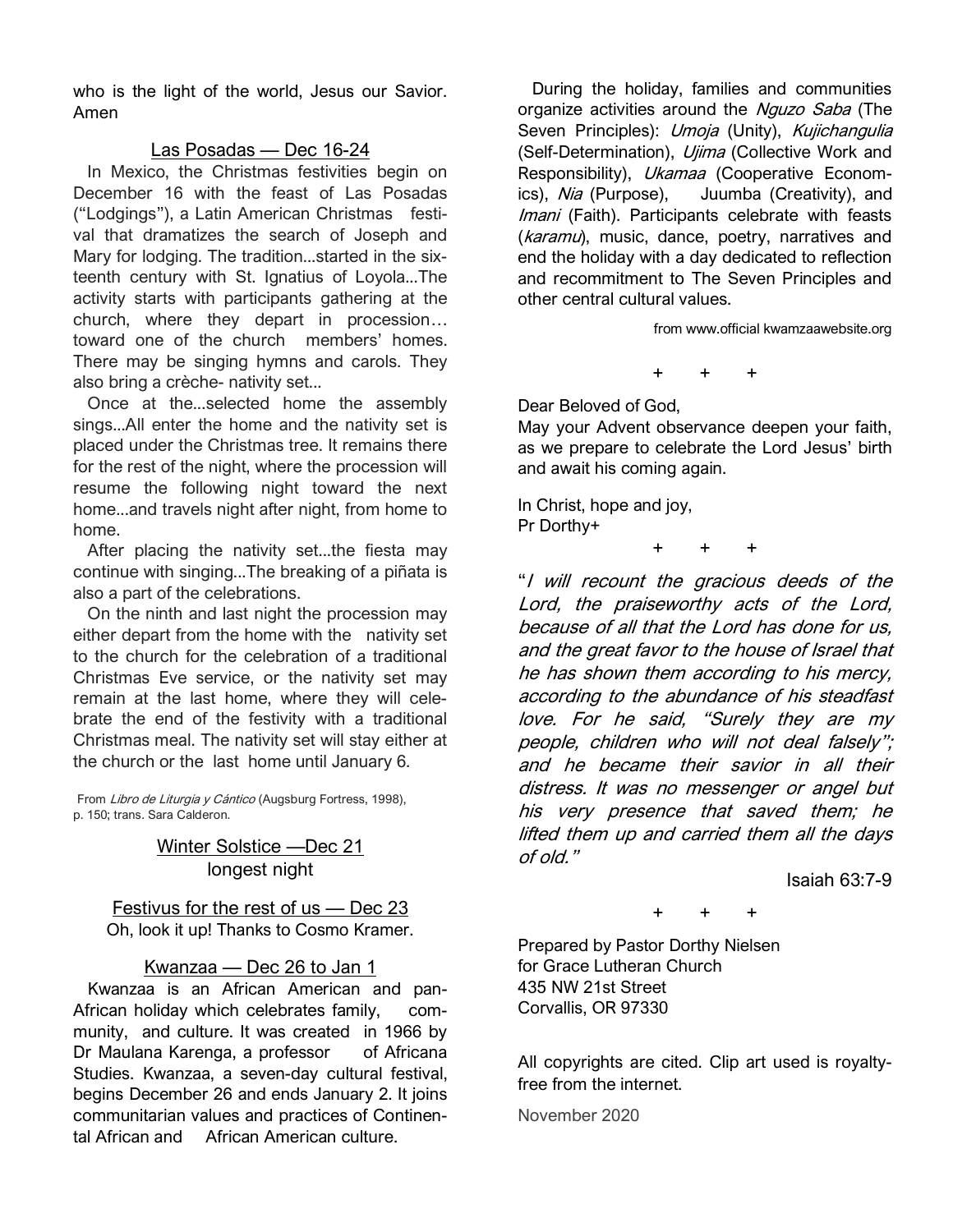who is the light of the world, Jesus our Savior. Amen

## Las Posadas — Dec 16-24

In Mexico, the Christmas festivities begin on December 16 with the feast of Las Posadas ("Lodgings"), a Latin American Christmas festival that dramatizes the search of Joseph and Mary for lodging. The tradition...started in the sixteenth century with St. Ignatius of Loyola...The activity starts with participants gathering at the church, where they depart in procession… toward one of the church members' homes. There may be singing hymns and carols. They also bring a crèche- nativity set...

Once at the...selected home the assembly sings...All enter the home and the nativity set is placed under the Christmas tree. It remains there for the rest of the night, where the procession will resume the following night toward the next home...and travels night after night, from home to home.

After placing the nativity set...the fiesta may continue with singing...The breaking of a piñata is also a part of the celebrations.

On the ninth and last night the procession may either depart from the home with the nativity set to the church for the celebration of a traditional Christmas Eve service, or the nativity set may remain at the last home, where they will celebrate the end of the festivity with a traditional Christmas meal. The nativity set will stay either at the church or the last home until January 6.

From *Libro de Liturgia y Cántico* (Augsburg Fortress, 1998), p. 150; trans. Sara Calderon.

## Winter Solstice —Dec 21
longest night

## Festivus for the rest of us — Dec 23
Oh, look it up! Thanks to Cosmo Kramer.

## Kwanzaa — Dec 26 to Jan 1

Kwanzaa is an African American and pan-African holiday which celebrates family, community, and culture. It was created in 1966 by Dr Maulana Karenga, a professor of Africana Studies. Kwanzaa, a seven-day cultural festival, begins December 26 and ends January 2. It joins communitarian values and practices of Continental African and African American culture.

During the holiday, families and communities organize activities around the *Nguzo Saba* (The Seven Principles): *Umoja* (Unity), *Kujichangulia* (Self-Determination), *Ujima* (Collective Work and Responsibility), *Ukamaa* (Cooperative Economics), *Nia* (Purpose), Juumba (Creativity), and *Imani* (Faith). Participants celebrate with feasts (*karamu*), music, dance, poetry, narratives and end the holiday with a day dedicated to reflection and recommitment to The Seven Principles and other central cultural values.

from www.official kwamzaawebsite.org

\+ + +

Dear Beloved of God,
May your Advent observance deepen your faith, as we prepare to celebrate the Lord Jesus' birth and await his coming again.

In Christ, hope and joy,
Pr Dorthy+

\+ + +

"*I will recount the gracious deeds of the Lord, the praiseworthy acts of the Lord, because of all that the Lord has done for us, and the great favor to the house of Israel that he has shown them according to his mercy, according to the abundance of his steadfast love. For he said, "Surely they are my people, children who will not deal falsely"; and he became their savior in all their distress. It was no messenger or angel but his very presence that saved them; he lifted them up and carried them all the days of old."*

Isaiah 63:7-9

\+ + +

Prepared by Pastor Dorthy Nielsen
for Grace Lutheran Church
435 NW 21st Street
Corvallis, OR 97330

All copyrights are cited. Clip art used is royalty-free from the internet.

November 2020